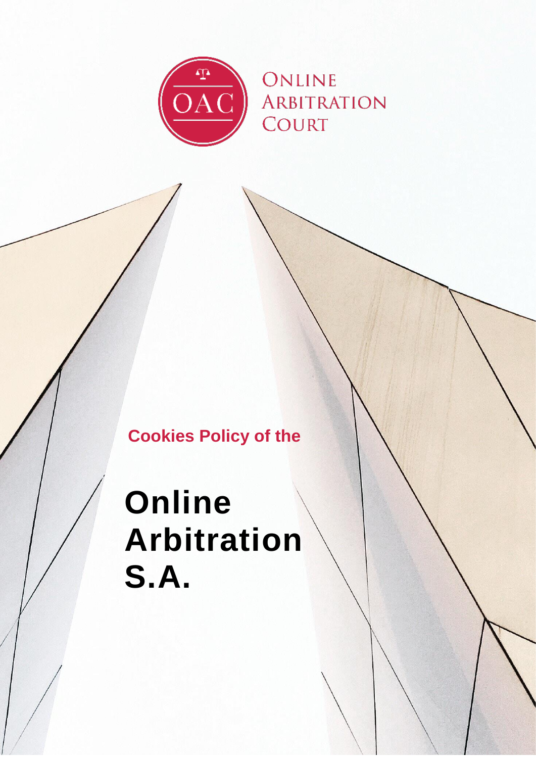ONLINE ARBITRATION COURT

Cookies Policy of the

# Online Arbitration S.A.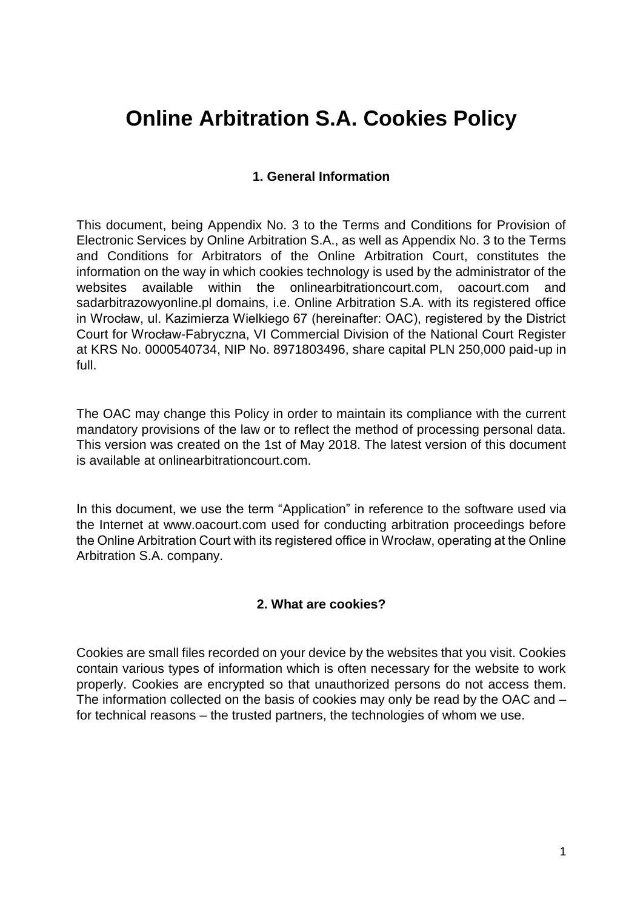# Online Arbitration S.A. Cookies Policy

### 1. General Information

This document, being Appendix No. 3 to the Terms and Conditions for Provision of Electronic Services by Online Arbitration S.A., as well as Appendix No. 3 to the Terms and Conditions for Arbitrators of the Online Arbitration Court, constitutes the information on the way in which cookies technology is used by the administrator of the websites available within the onlinearbitrationcourt.com, oacourt.com and sadarbitrazowyonline.pl domains, i.e. Online Arbitration S.A. with its registered office in Wrocław, ul. Kazimierza Wielkiego 67 (hereinafter: OAC), registered by the District Court for Wrocław-Fabryczna, VI Commercial Division of the National Court Register at KRS No. 0000540734, NIP No. 8971803496, share capital PLN 250,000 paid-up in full.

The OAC may change this Policy in order to maintain its compliance with the current mandatory provisions of the law or to reflect the method of processing personal data. This version was created on the 1st of May 2018. The latest version of this document is available at onlinearbitrationcourt.com.

In this document, we use the term "Application" in reference to the software used via the Internet at www.oacourt.com used for conducting arbitration proceedings before the Online Arbitration Court with its registered office in Wrocław, operating at the Online Arbitration S.A. company.

### 2. What are cookies?

Cookies are small files recorded on your device by the websites that you visit. Cookies contain various types of information which is often necessary for the website to work properly. Cookies are encrypted so that unauthorized persons do not access them. The information collected on the basis of cookies may only be read by the OAC and – for technical reasons – the trusted partners, the technologies of whom we use.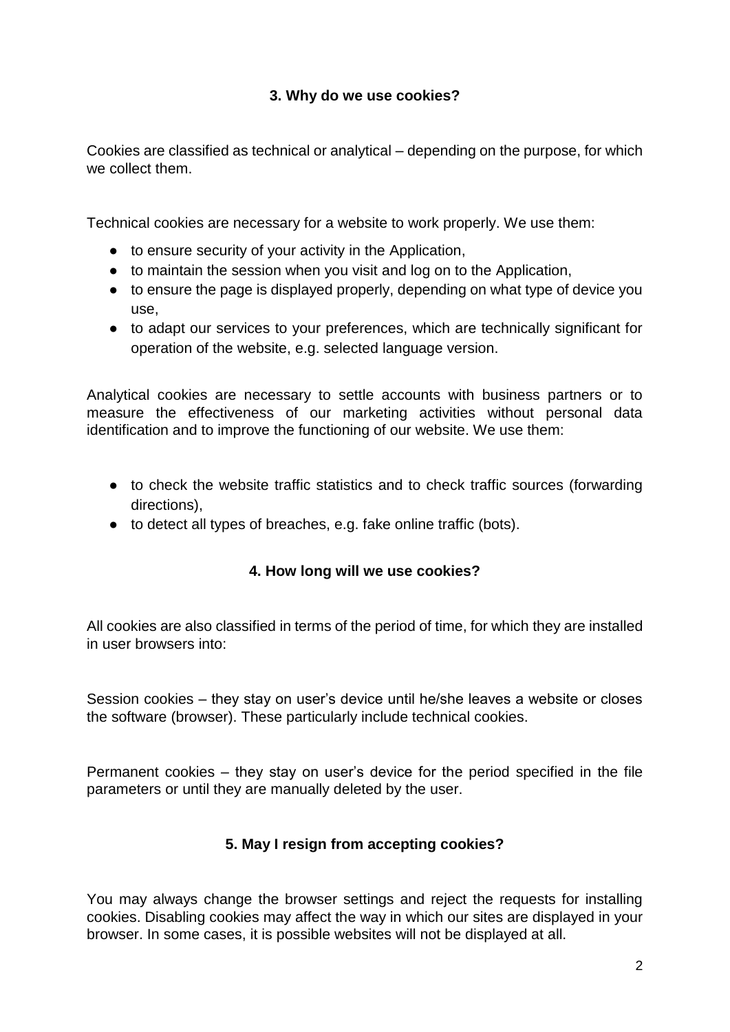### 3. Why do we use cookies?

Cookies are classified as technical or analytical – depending on the purpose, for which we collect them.

Technical cookies are necessary for a website to work properly. We use them:

- to ensure security of your activity in the Application,
- to maintain the session when you visit and log on to the Application,
- to ensure the page is displayed properly, depending on what type of device you use,
- to adapt our services to your preferences, which are technically significant for operation of the website, e.g. selected language version.

Analytical cookies are necessary to settle accounts with business partners or to measure the effectiveness of our marketing activities without personal data identification and to improve the functioning of our website. We use them:

- to check the website traffic statistics and to check traffic sources (forwarding directions),
- to detect all types of breaches, e.g. fake online traffic (bots).

### 4. How long will we use cookies?

All cookies are also classified in terms of the period of time, for which they are installed in user browsers into:

Session cookies – they stay on user's device until he/she leaves a website or closes the software (browser). These particularly include technical cookies.

Permanent cookies – they stay on user's device for the period specified in the file parameters or until they are manually deleted by the user.

### 5. May I resign from accepting cookies?

You may always change the browser settings and reject the requests for installing cookies. Disabling cookies may affect the way in which our sites are displayed in your browser. In some cases, it is possible websites will not be displayed at all.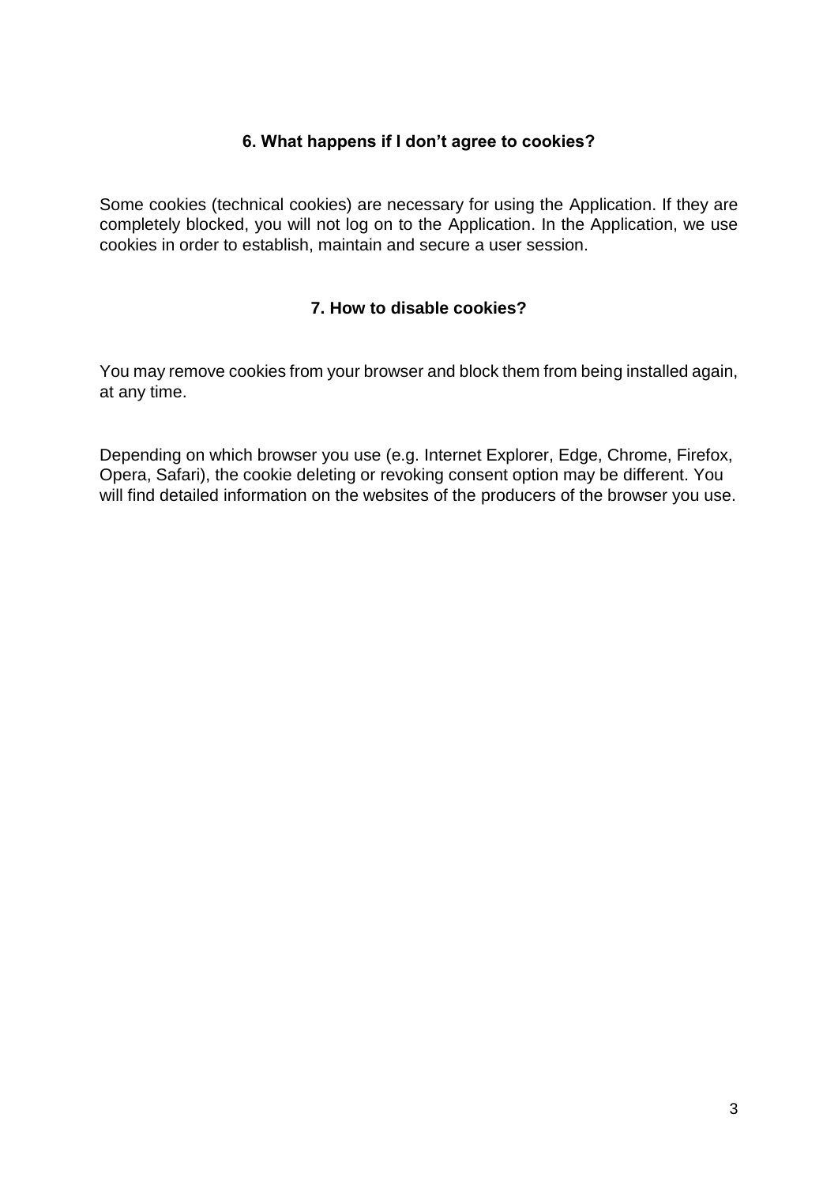## 6. What happens if I don't agree to cookies?

Some cookies (technical cookies) are necessary for using the Application. If they are completely blocked, you will not log on to the Application. In the Application, we use cookies in order to establish, maintain and secure a user session.

## 7. How to disable cookies?

You may remove cookies from your browser and block them from being installed again, at any time.

Depending on which browser you use (e.g. Internet Explorer, Edge, Chrome, Firefox, Opera, Safari), the cookie deleting or revoking consent option may be different. You will find detailed information on the websites of the producers of the browser you use.